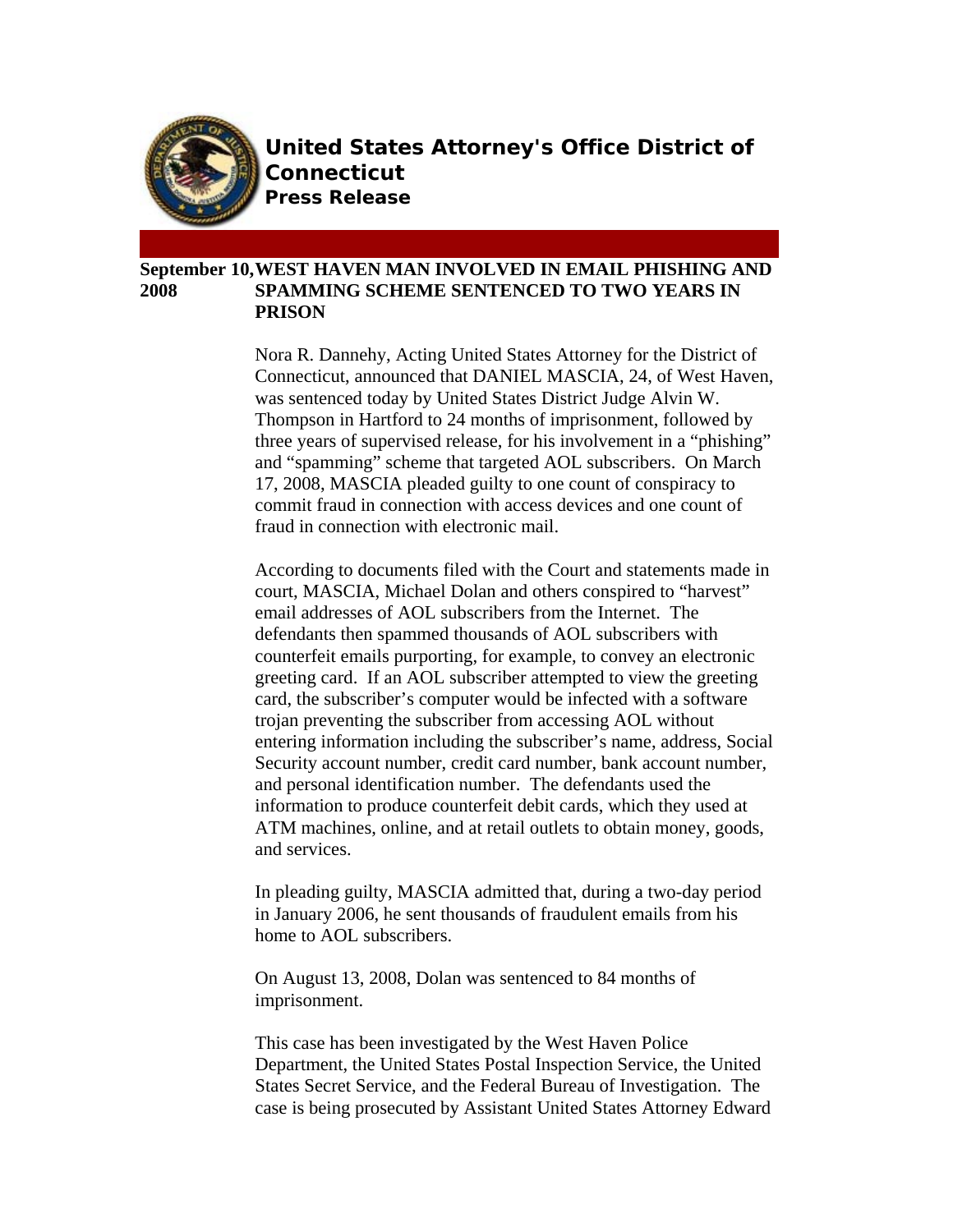# United States Attorney's Office District of Connecticut

**Press Release**

**September 10, 2008**

## WEST HAVEN MAN INVOLVED IN EMAIL PHISHING AND SPAMMING SCHEME SENTENCED TO TWO YEARS IN PRISON

Nora R. Dannehy, Acting United States Attorney for the District of Connecticut, announced that DANIEL MASCIA, 24, of West Haven, was sentenced today by United States District Judge Alvin W. Thompson in Hartford to 24 months of imprisonment, followed by three years of supervised release, for his involvement in a "phishing" and "spamming" scheme that targeted AOL subscribers. On March 17, 2008, MASCIA pleaded guilty to one count of conspiracy to commit fraud in connection with access devices and one count of fraud in connection with electronic mail.

According to documents filed with the Court and statements made in court, MASCIA, Michael Dolan and others conspired to "harvest" email addresses of AOL subscribers from the Internet. The defendants then spammed thousands of AOL subscribers with counterfeit emails purporting, for example, to convey an electronic greeting card. If an AOL subscriber attempted to view the greeting card, the subscriber's computer would be infected with a software trojan preventing the subscriber from accessing AOL without entering information including the subscriber's name, address, Social Security account number, credit card number, bank account number, and personal identification number. The defendants used the information to produce counterfeit debit cards, which they used at ATM machines, online, and at retail outlets to obtain money, goods, and services.

In pleading guilty, MASCIA admitted that, during a two-day period in January 2006, he sent thousands of fraudulent emails from his home to AOL subscribers.

On August 13, 2008, Dolan was sentenced to 84 months of imprisonment.

This case has been investigated by the West Haven Police Department, the United States Postal Inspection Service, the United States Secret Service, and the Federal Bureau of Investigation. The case is being prosecuted by Assistant United States Attorney Edward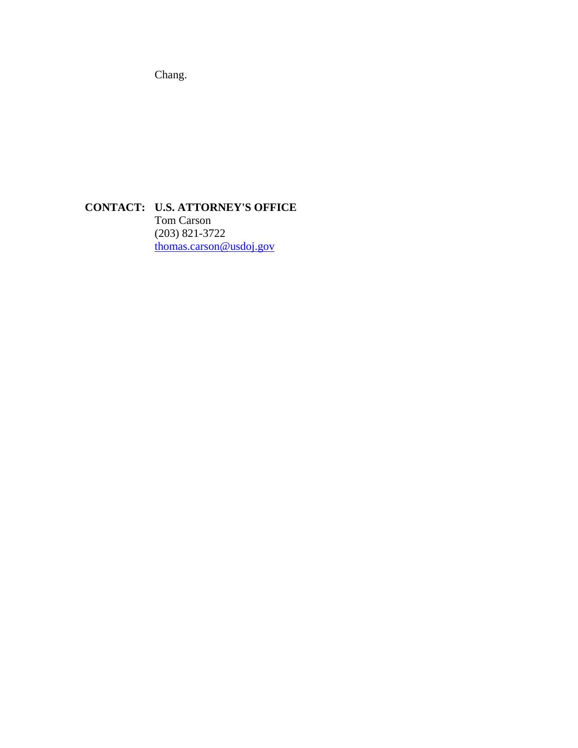Chang.

**CONTACT: U.S. ATTORNEY'S OFFICE**
Tom Carson
(203) 821-3722
thomas.carson@usdoj.gov